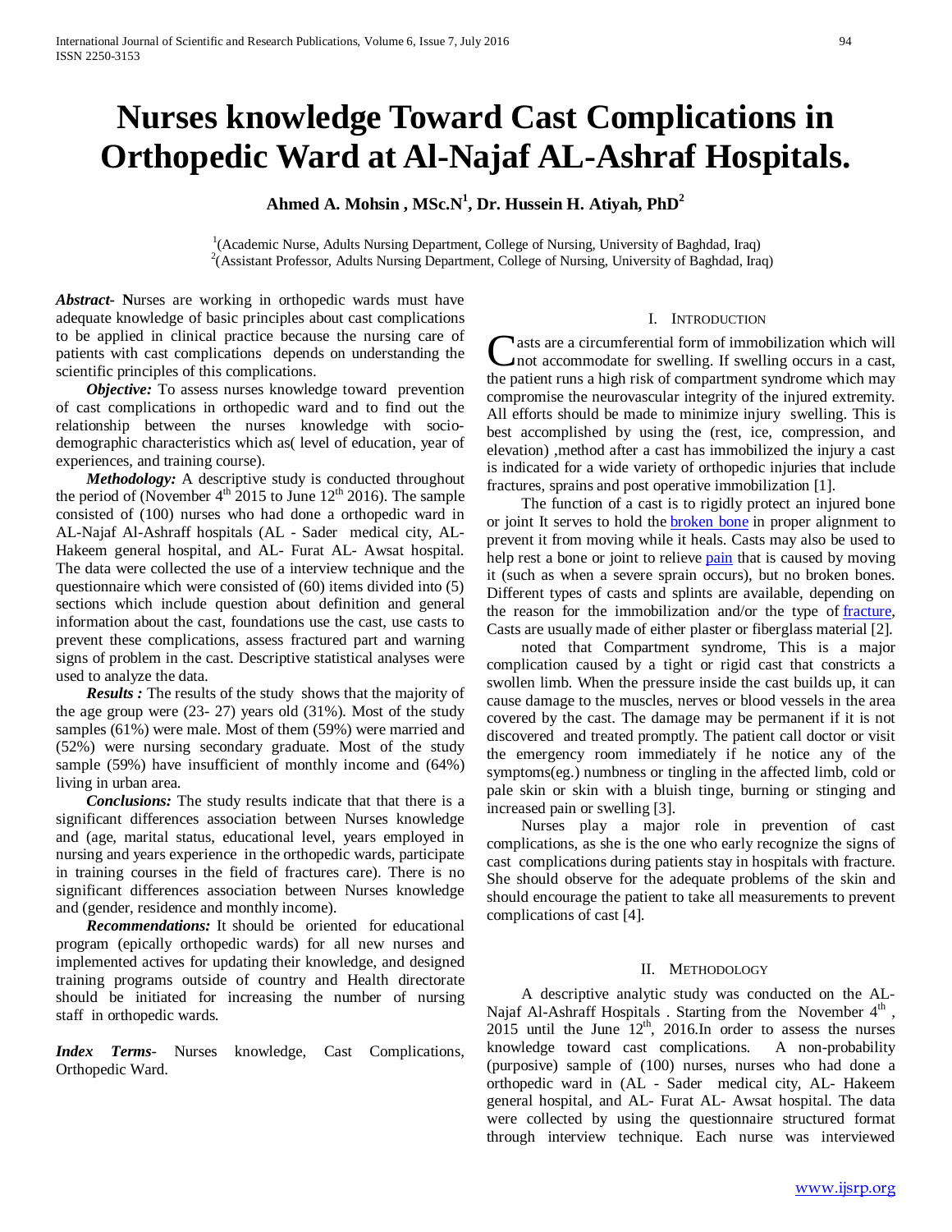# Nurses knowledge Toward Cast Complications in Orthopedic Ward at Al-Najaf AL-Ashraf Hospitals.

**Ahmed A. Mohsin , MSc.N[1], Dr. Hussein H. Atiyah, PhD[2]**

[1](Academic Nurse, Adults Nursing Department, College of Nursing, University of Baghdad, Iraq)
[2](Assistant Professor, Adults Nursing Department, College of Nursing, University of Baghdad, Iraq)

***Abstract*- N**urses are working in orthopedic wards must have adequate knowledge of basic principles about cast complications to be applied in clinical practice because the nursing care of patients with cast complications depends on understanding the scientific principles of this complications.

***Objective:*** To assess nurses knowledge toward prevention of cast complications in orthopedic ward and to find out the relationship between the nurses knowledge with socio-demographic characteristics which as( level of education, year of experiences, and training course).

***Methodology:*** A descriptive study is conducted throughout the period of (November 4th 2015 to June 12th 2016). The sample consisted of (100) nurses who had done a orthopedic ward in AL-Najaf Al-Ashraff hospitals (AL - Sader medical city, AL-Hakeem general hospital, and AL- Furat AL- Awsat hospital. The data were collected the use of a interview technique and the questionnaire which were consisted of (60) items divided into (5) sections which include question about definition and general information about the cast, foundations use the cast, use casts to prevent these complications, assess fractured part and warning signs of problem in the cast. Descriptive statistical analyses were used to analyze the data.

***Results :*** The results of the study shows that the majority of the age group were (23- 27) years old (31%). Most of the study samples (61%) were male. Most of them (59%) were married and (52%) were nursing secondary graduate. Most of the study sample (59%) have insufficient of monthly income and (64%) living in urban area.

***Conclusions:*** The study results indicate that that there is a significant differences association between Nurses knowledge and (age, marital status, educational level, years employed in nursing and years experience in the orthopedic wards, participate in training courses in the field of fractures care). There is no significant differences association between Nurses knowledge and (gender, residence and monthly income).

***Recommendations:*** It should be oriented for educational program (epically orthopedic wards) for all new nurses and implemented actives for updating their knowledge, and designed training programs outside of country and Health directorate should be initiated for increasing the number of nursing staff in orthopedic wards.

***Index Terms***- Nurses knowledge, Cast Complications, Orthopedic Ward.

## I. Introduction

Casts are a circumferential form of immobilization which will not accommodate for swelling. If swelling occurs in a cast, the patient runs a high risk of compartment syndrome which may compromise the neurovascular integrity of the injured extremity. All efforts should be made to minimize injury swelling. This is best accomplished by using the (rest, ice, compression, and elevation) ,method after a cast has immobilized the injury a cast is indicated for a wide variety of orthopedic injuries that include fractures, sprains and post operative immobilization [1].

The function of a cast is to rigidly protect an injured bone or joint It serves to hold the broken bone in proper alignment to prevent it from moving while it heals. Casts may also be used to help rest a bone or joint to relieve pain that is caused by moving it (such as when a severe sprain occurs), but no broken bones. Different types of casts and splints are available, depending on the reason for the immobilization and/or the type of fracture, Casts are usually made of either plaster or fiberglass material [2].

noted that Compartment syndrome, This is a major complication caused by a tight or rigid cast that constricts a swollen limb. When the pressure inside the cast builds up, it can cause damage to the muscles, nerves or blood vessels in the area covered by the cast. The damage may be permanent if it is not discovered and treated promptly. The patient call doctor or visit the emergency room immediately if he notice any of the symptoms(eg.) numbness or tingling in the affected limb, cold or pale skin or skin with a bluish tinge, burning or stinging and increased pain or swelling [3].

Nurses play a major role in prevention of cast complications, as she is the one who early recognize the signs of cast complications during patients stay in hospitals with fracture. She should observe for the adequate problems of the skin and should encourage the patient to take all measurements to prevent complications of cast [4].

## II. Methodology

A descriptive analytic study was conducted on the AL-Najaf Al-Ashraff Hospitals . Starting from the November 4th , 2015 until the June 12th, 2016.In order to assess the nurses knowledge toward cast complications. A non-probability (purposive) sample of (100) nurses, nurses who had done a orthopedic ward in (AL - Sader medical city, AL- Hakeem general hospital, and AL- Furat AL- Awsat hospital. The data were collected by using the questionnaire structured format through interview technique. Each nurse was interviewed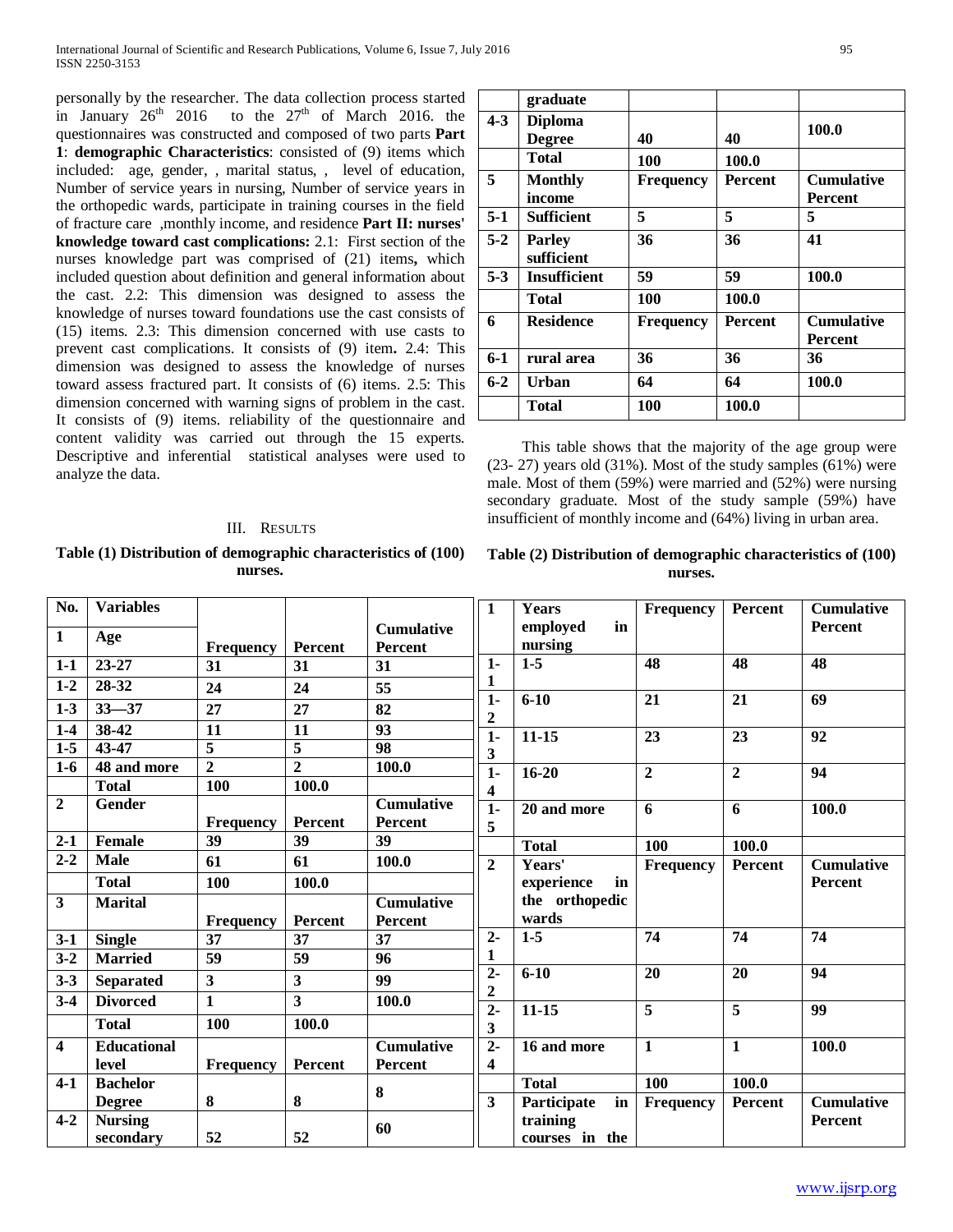personally by the researcher. The data collection process started in January 26th 2016 to the 27th of March 2016. the questionnaires was constructed and composed of two parts **Part 1**: **demographic Characteristics**: consisted of (9) items which included: age, gender, , marital status, , level of education, Number of service years in nursing, Number of service years in the orthopedic wards, participate in training courses in the field of fracture care ,monthly income, and residence **Part II: nurses' knowledge toward cast complications:** 2.1: First section of the nurses knowledge part was comprised of (21) items**,** which included question about definition and general information about the cast. 2.2: This dimension was designed to assess the knowledge of nurses toward foundations use the cast consists of (15) items. 2.3: This dimension concerned with use casts to prevent cast complications. It consists of (9) item**.** 2.4: This dimension was designed to assess the knowledge of nurses toward assess fractured part. It consists of (6) items. 2.5: This dimension concerned with warning signs of problem in the cast. It consists of (9) items. reliability of the questionnaire and content validity was carried out through the 15 experts. Descriptive and inferential statistical analyses were used to analyze the data.

## III. Results

**Table (1) Distribution of demographic characteristics of (100) nurses.**

| No. | Variables | Frequency | Percent | Cumulative Percent |
|---|---|---|---|---|
| 1 | Age | | | |
| 1-1 | 23-27 | 31 | 31 | 31 |
| 1-2 | 28-32 | 24 | 24 | 55 |
| 1-3 | 33—37 | 27 | 27 | 82 |
| 1-4 | 38-42 | 11 | 11 | 93 |
| 1-5 | 43-47 | 5 | 5 | 98 |
| 1-6 | 48 and more | 2 | 2 | 100.0 |
| | Total | 100 | 100.0 | |
| 2 | Gender | Frequency | Percent | Cumulative Percent |
| 2-1 | Female | 39 | 39 | 39 |
| 2-2 | Male | 61 | 61 | 100.0 |
| | Total | 100 | 100.0 | |
| 3 | Marital | Frequency | Percent | Cumulative Percent |
| 3-1 | Single | 37 | 37 | 37 |
| 3-2 | Married | 59 | 59 | 96 |
| 3-3 | Separated | 3 | 3 | 99 |
| 3-4 | Divorced | 1 | 3 | 100.0 |
| | Total | 100 | 100.0 | |
| 4 | Educational level | Frequency | Percent | Cumulative Percent |
| 4-1 | Bachelor Degree | 8 | 8 | 8 |
| 4-2 | Nursing secondary graduate | 52 | 52 | 60 |
| 4-3 | Diploma Degree | 40 | 40 | 100.0 |
| | Total | 100 | 100.0 | |
| 5 | Monthly income | Frequency | Percent | Cumulative Percent |
| 5-1 | Sufficient | 5 | 5 | 5 |
| 5-2 | Parley sufficient | 36 | 36 | 41 |
| 5-3 | Insufficient | 59 | 59 | 100.0 |
| | Total | 100 | 100.0 | |
| 6 | Residence | Frequency | Percent | Cumulative Percent |
| 6-1 | rural area | 36 | 36 | 36 |
| 6-2 | Urban | 64 | 64 | 100.0 |
| | Total | 100 | 100.0 | |

This table shows that the majority of the age group were (23- 27) years old (31%). Most of the study samples (61%) were male. Most of them (59%) were married and (52%) were nursing secondary graduate. Most of the study sample (59%) have insufficient of monthly income and (64%) living in urban area.

**Table (2) Distribution of demographic characteristics of (100) nurses.**

| | | Frequency | Percent | Cumulative Percent |
|---|---|---|---|---|
| 1 | Years employed in nursing | Frequency | Percent | Cumulative Percent |
| 1-1 | 1-5 | 48 | 48 | 48 |
| 1-2 | 6-10 | 21 | 21 | 69 |
| 1-3 | 11-15 | 23 | 23 | 92 |
| 1-4 | 16-20 | 2 | 2 | 94 |
| 1-5 | 20 and more | 6 | 6 | 100.0 |
| | Total | 100 | 100.0 | |
| 2 | Years' experience in the orthopedic wards | Frequency | Percent | Cumulative Percent |
| 2-1 | 1-5 | 74 | 74 | 74 |
| 2-2 | 6-10 | 20 | 20 | 94 |
| 2-3 | 11-15 | 5 | 5 | 99 |
| 2-4 | 16 and more | 1 | 1 | 100.0 |
| | Total | 100 | 100.0 | |
| 3 | Participate in training courses in the | Frequency | Percent | Cumulative Percent |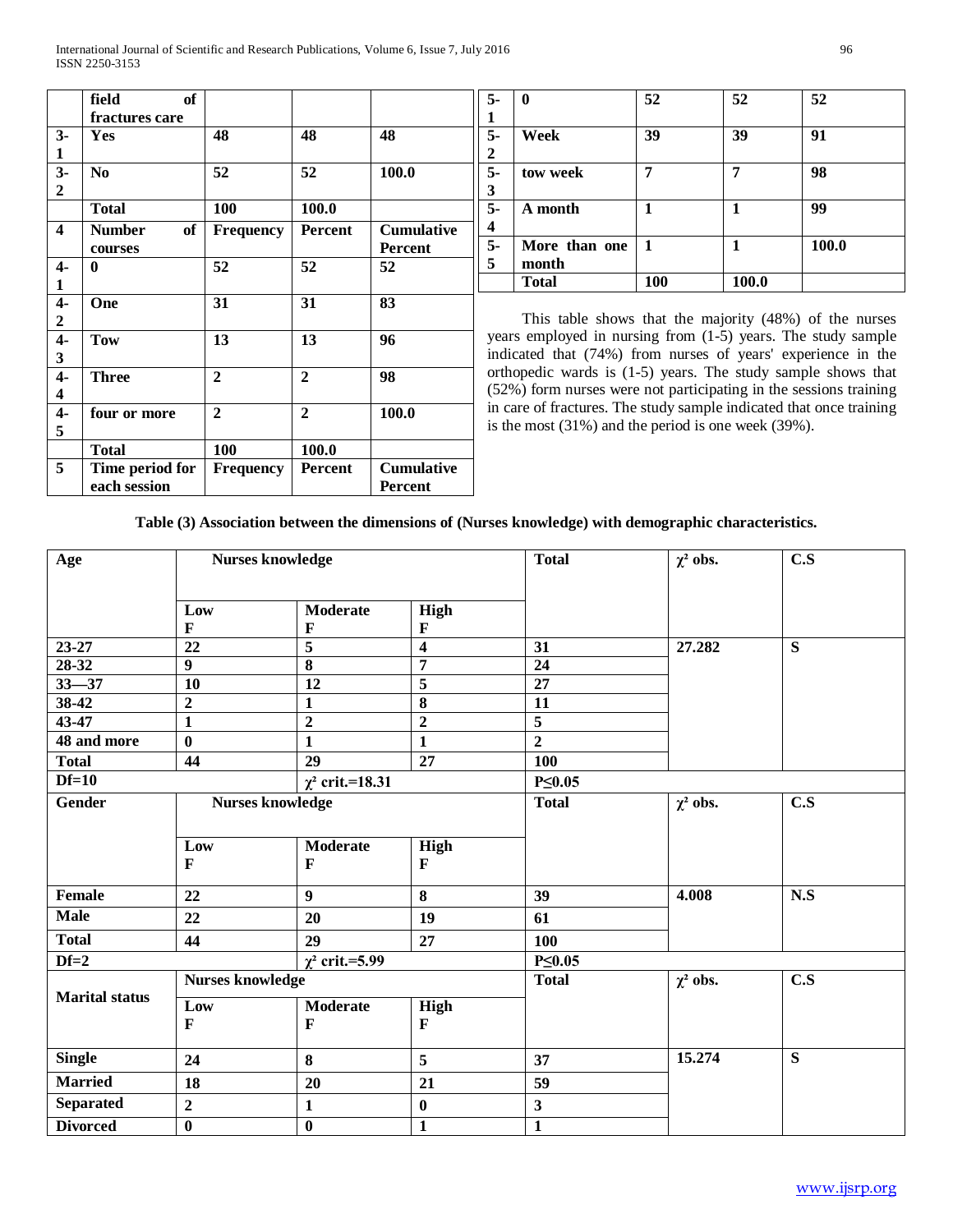|  | field of fractures care |  |  |  |
|---|---|---|---|---|
| 3-1 | Yes | 48 | 48 | 48 |
| 3-2 | No | 52 | 52 | 100.0 |
|  | Total | 100 | 100.0 |  |
| 4 | Number of courses | Frequency | Percent | Cumulative Percent |
| 4-1 | 0 | 52 | 52 | 52 |
| 4-2 | One | 31 | 31 | 83 |
| 4-3 | Tow | 13 | 13 | 96 |
| 4-4 | Three | 2 | 2 | 98 |
| 4-5 | four or more | 2 | 2 | 100.0 |
|  | Total | 100 | 100.0 |  |
| 5 | Time period for each session | Frequency | Percent | Cumulative Percent |
| 5-1 | 0 | 52 | 52 | 52 |
| 5-2 | Week | 39 | 39 | 91 |
| 5-3 | tow week | 7 | 7 | 98 |
| 5-4 | A month | 1 | 1 | 99 |
| 5-5 | More than one month | 1 | 1 | 100.0 |
|  | Total | 100 | 100.0 |  |

This table shows that the majority (48%) of the nurses years employed in nursing from (1-5) years. The study sample indicated that (74%) from nurses of years' experience in the orthopedic wards is (1-5) years. The study sample shows that (52%) form nurses were not participating in the sessions training in care of fractures. The study sample indicated that once training is the most (31%) and the period is one week (39%).

**Table (3) Association between the dimensions of (Nurses knowledge) with demographic characteristics.**

| Age | Nurses knowledge |  |  | Total | $\chi^2$ obs. | C.S |
|---|---|---|---|---|---|---|
|  | Low F | Moderate F | High F |  |  |  |
| 23-27 | 22 | 5 | 4 | 31 | 27.282 | S |
| 28-32 | 9 | 8 | 7 | 24 |  |  |
| 33—37 | 10 | 12 | 5 | 27 |  |  |
| 38-42 | 2 | 1 | 8 | 11 |  |  |
| 43-47 | 1 | 2 | 2 | 5 |  |  |
| 48 and more | 0 | 1 | 1 | 2 |  |  |
| Total | 44 | 29 | 27 | 100 |  |  |
| Df=10 |  | $\chi^2$ crit.=18.31 |  | P≤0.05 |  |  |
| Gender | Nurses knowledge |  |  | Total | $\chi^2$ obs. | C.S |
|  | Low F | Moderate F | High F |  |  |  |
| Female | 22 | 9 | 8 | 39 | 4.008 | N.S |
| Male | 22 | 20 | 19 | 61 |  |  |
| Total | 44 | 29 | 27 | 100 |  |  |
| Df=2 |  | $\chi^2$ crit.=5.99 |  | P≤0.05 |  |  |
| Marital status | Nurses knowledge |  |  | Total | $\chi^2$ obs. | C.S |
|  | Low F | Moderate F | High F |  |  |  |
| Single | 24 | 8 | 5 | 37 | 15.274 | S |
| Married | 18 | 20 | 21 | 59 |  |  |
| Separated | 2 | 1 | 0 | 3 |  |  |
| Divorced | 0 | 0 | 1 | 1 |  |  |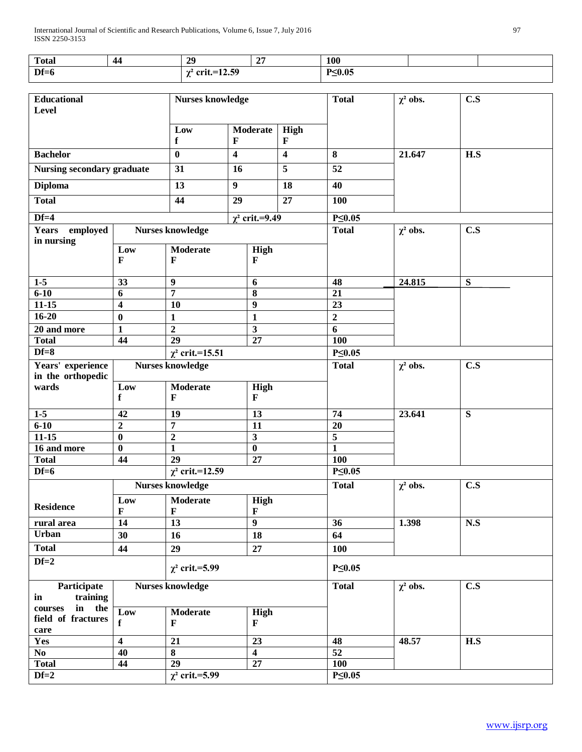| Total | 44 | 29 | 27 | 100 | | |
|---|---|---|---|---|---|---|
| Df=6 | | $\chi^2$ crit.=12.59 | | P≤0.05 | | |

| Educational Level | Nurses knowledge | | | Total | $\chi^2$ obs. | C.S |
|---|---|---|---|---|---|---|
| | Low f | Moderate F | High F | | | |
| Bachelor | 0 | 4 | 4 | 8 | 21.647 | H.S |
| Nursing secondary graduate | 31 | 16 | 5 | 52 | | |
| Diploma | 13 | 9 | 18 | 40 | | |
| Total | 44 | 29 | 27 | 100 | | |
| Df=4 | | $\chi^2$ crit.=9.49 | | P≤0.05 | | |

| Years employed in nursing | Nurses knowledge | | | Total | $\chi^2$ obs. | C.S |
|---|---|---|---|---|---|---|
| | Low F | Moderate F | High F | | | |
| 1-5 | 33 | 9 | 6 | 48 | 24.815 | S |
| 6-10 | 6 | 7 | 8 | 21 | | |
| 11-15 | 4 | 10 | 9 | 23 | | |
| 16-20 | 0 | 1 | 1 | 2 | | |
| 20 and more | 1 | 2 | 3 | 6 | | |
| Total | 44 | 29 | 27 | 100 | | |
| Df=8 | | $\chi^2$ crit.=15.51 | | P≤0.05 | | |

| Years' experience in the orthopedic wards | Nurses knowledge | | | Total | $\chi^2$ obs. | C.S |
|---|---|---|---|---|---|---|
| | Low f | Moderate F | High F | | | |
| 1-5 | 42 | 19 | 13 | 74 | 23.641 | S |
| 6-10 | 2 | 7 | 11 | 20 | | |
| 11-15 | 0 | 2 | 3 | 5 | | |
| 16 and more | 0 | 1 | 0 | 1 | | |
| Total | 44 | 29 | 27 | 100 | | |
| Df=6 | | $\chi^2$ crit.=12.59 | | P≤0.05 | | |

| Residence | Nurses knowledge | | | Total | $\chi^2$ obs. | C.S |
|---|---|---|---|---|---|---|
| | Low F | Moderate F | High F | | | |
| rural area | 14 | 13 | 9 | 36 | 1.398 | N.S |
| Urban | 30 | 16 | 18 | 64 | | |
| Total | 44 | 29 | 27 | 100 | | |
| Df=2 | | $\chi^2$ crit.=5.99 | | P≤0.05 | | |

| Participate in training courses in the field of fractures care | Nurses knowledge | | | Total | $\chi^2$ obs. | C.S |
|---|---|---|---|---|---|---|
| | Low f | Moderate F | High F | | | |
| Yes | 4 | 21 | 23 | 48 | 48.57 | H.S |
| No | 40 | 8 | 4 | 52 | | |
| Total | 44 | 29 | 27 | 100 | | |
| Df=2 | | $\chi^2$ crit.=5.99 | | P≤0.05 | | |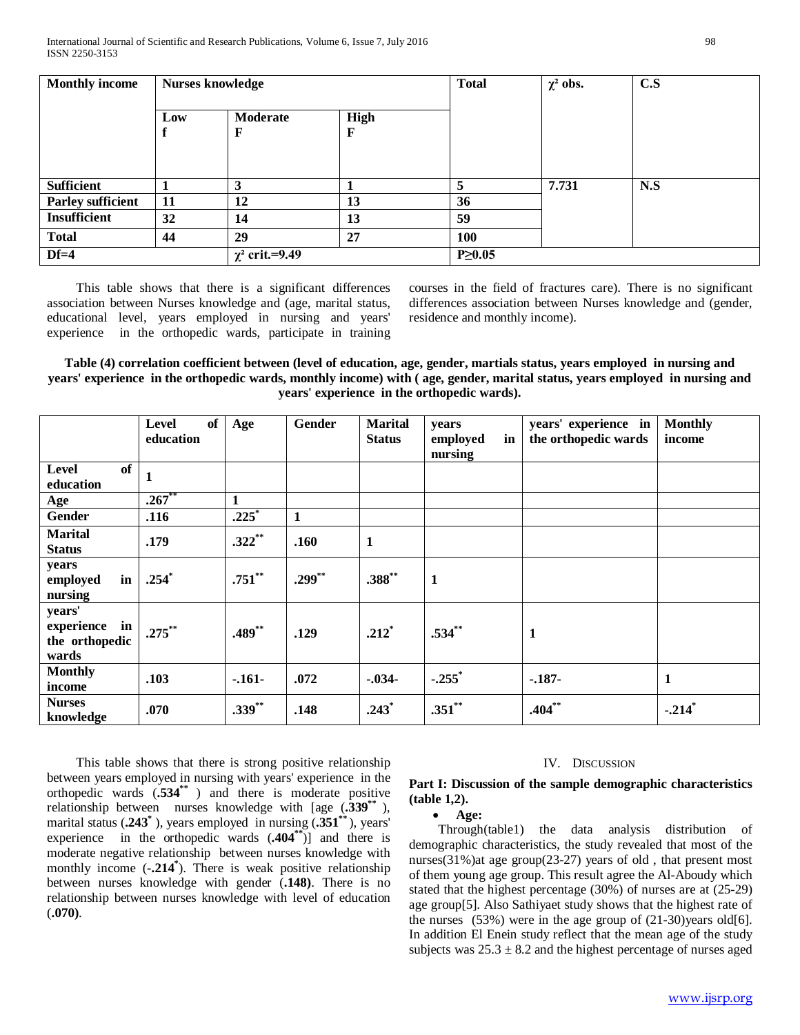| Monthly income | Nurses knowledge | | | Total | $\chi^2$ obs. | C.S |
|---|---|---|---|---|---|---|
| | Low f | Moderate F | High F | | | |
| **Sufficient** | 1 | 3 | 1 | 5 | 7.731 | N.S |
| **Parley sufficient** | 11 | 12 | 13 | 36 | | |
| **Insufficient** | 32 | 14 | 13 | 59 | | |
| **Total** | 44 | 29 | 27 | 100 | | |
| **Df=4** | | $\chi^2$ crit.=9.49 | | P≥0.05 | | |

This table shows that there is a significant differences association between Nurses knowledge and (age, marital status, educational level, years employed in nursing and years' experience in the orthopedic wards, participate in training courses in the field of fractures care). There is no significant differences association between Nurses knowledge and (gender, residence and monthly income).

**Table (4) correlation coefficient between (level of education, age, gender, martials status, years employed in nursing and years' experience in the orthopedic wards, monthly income) with ( age, gender, marital status, years employed in nursing and years' experience in the orthopedic wards).**

| | Level of education | Age | Gender | Marital Status | years employed in nursing | years' experience in the orthopedic wards | Monthly income |
|---|---|---|---|---|---|---|---|
| **Level of education** | 1 | | | | | | |
| **Age** | .267** | 1 | | | | | |
| **Gender** | .116 | .225* | 1 | | | | |
| **Marital Status** | .179 | .322** | .160 | 1 | | | |
| **years employed in nursing** | .254* | .751** | .299** | .388** | 1 | | |
| **years' experience in the orthopedic wards** | .275** | .489** | .129 | .212* | .534** | 1 | |
| **Monthly income** | .103 | -.161- | .072 | -.034- | -.255* | -.187- | 1 |
| **Nurses knowledge** | .070 | .339** | .148 | .243* | .351** | .404** | -.214* |

This table shows that there is strong positive relationship between years employed in nursing with years' experience in the orthopedic wards (**.534****) and there is moderate positive relationship between nurses knowledge with [age (**.339****), marital status (**.243***), years employed in nursing (**.351****), years' experience in the orthopedic wards (**.404****)] and there is moderate negative relationship between nurses knowledge with monthly income (**-.214***). There is weak positive relationship between nurses knowledge with gender (**.148**). There is no relationship between nurses knowledge with level of education (**.070**).

## IV. Discussion

**Part I: Discussion of the sample demographic characteristics (table 1,2).**

- **Age:**

Through(table1) the data analysis distribution of demographic characteristics, the study revealed that most of the nurses(31%)at age group(23-27) years of old , that present most of them young age group. This result agree the Al-Aboudy which stated that the highest percentage (30%) of nurses are at (25-29) age group[5]. Also Sathiyaet study shows that the highest rate of the nurses (53%) were in the age group of (21-30)years old[6]. In addition El Enein study reflect that the mean age of the study subjects was $25.3 \pm 8.2$ and the highest percentage of nurses aged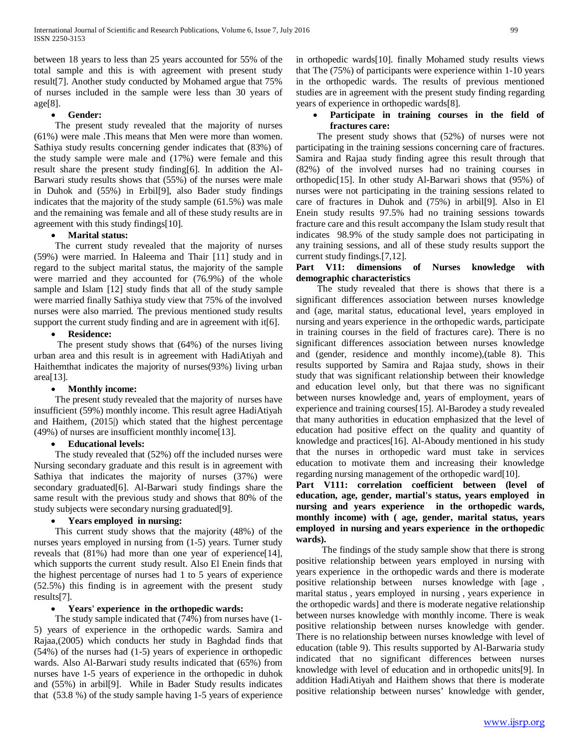between 18 years to less than 25 years accounted for 55% of the total sample and this is with agreement with present study result[7]. Another study conducted by Mohamed argue that 75% of nurses included in the sample were less than 30 years of age[8].

- **Gender:**

The present study revealed that the majority of nurses (61%) were male .This means that Men were more than women. Sathiya study results concerning gender indicates that (83%) of the study sample were male and (17%) were female and this result share the present study finding[6]. In addition the Al-Barwari study results shows that (55%) of the nurses were male in Duhok and (55%) in Erbil[9], also Bader study findings indicates that the majority of the study sample (61.5%) was male and the remaining was female and all of these study results are in agreement with this study findings[10].

- **Marital status:**

The current study revealed that the majority of nurses (59%) were married. In Haleema and Thair [11] study and in regard to the subject marital status, the majority of the sample were married and they accounted for (76.9%) of the whole sample and Islam [12] study finds that all of the study sample were married finally Sathiya study view that 75% of the involved nurses were also married. The previous mentioned study results support the current study finding and are in agreement with it[6].

- **Residence:**

The present study shows that (64%) of the nurses living urban area and this result is in agreement with HadiAtiyah and Haithemthat indicates the majority of nurses(93%) living urban area[13].

- **Monthly income:**

The present study revealed that the majority of nurses have insufficient (59%) monthly income. This result agree HadiAtiyah and Haithem, (2015|) which stated that the highest percentage (49%) of nurses are insufficient monthly income[13].

- **Educational levels:**

The study revealed that (52%) off the included nurses were Nursing secondary graduate and this result is in agreement with Sathiya that indicates the majority of nurses (37%) were secondary graduated[6]. Al-Barwari study findings share the same result with the previous study and shows that 80% of the study subjects were secondary nursing graduated[9].

- **Years employed in nursing:**

This current study shows that the majority (48%) of the nurses years employed in nursing from (1-5) years. Turner study reveals that (81%) had more than one year of experience[14], which supports the current study result. Also El Enein finds that the highest percentage of nurses had 1 to 5 years of experience (52.5%) this finding is in agreement with the present study results[7].

- **Years' experience in the orthopedic wards:**

The study sample indicated that (74%) from nurses have (1-5) years of experience in the orthopedic wards. Samira and Rajaa,(2005) which conducts her study in Baghdad finds that (54%) of the nurses had (1-5) years of experience in orthopedic wards. Also Al-Barwari study results indicated that (65%) from nurses have 1-5 years of experience in the orthopedic in duhok and (55%) in arbil[9]. While in Bader Study results indicates that (53.8 %) of the study sample having 1-5 years of experience in orthopedic wards[10]. finally Mohamed study results views that The (75%) of participants were experience within 1-10 years in the orthopedic wards. The results of previous mentioned studies are in agreement with the present study finding regarding years of experience in orthopedic wards[8].

- **Participate in training courses in the field of fractures care:**

The present study shows that (52%) of nurses were not participating in the training sessions concerning care of fractures. Samira and Rajaa study finding agree this result through that (82%) of the involved nurses had no training courses in orthopedic[15]. In other study Al-Barwari shows that (95%) of nurses were not participating in the training sessions related to care of fractures in Duhok and (75%) in arbil[9]. Also in El Enein study results 97.5% had no training sessions towards fracture care and this result accompany the Islam study result that indicates 98.9% of the study sample does not participating in any training sessions, and all of these study results support the current study findings.[7,12].

**Part V11: dimensions of Nurses knowledge with demographic characteristics**

The study revealed that there is shows that there is a significant differences association between nurses knowledge and (age, marital status, educational level, years employed in nursing and years experience in the orthopedic wards, participate in training courses in the field of fractures care). There is no significant differences association between nurses knowledge and (gender, residence and monthly income),(table 8). This results supported by Samira and Rajaa study, shows in their study that was significant relationship between their knowledge and education level only, but that there was no significant between nurses knowledge and, years of employment, years of experience and training courses[15]. Al-Barodey a study revealed that many authorities in education emphasized that the level of education had positive effect on the quality and quantity of knowledge and practices[16]. Al-Aboudy mentioned in his study that the nurses in orthopedic ward must take in services education to motivate them and increasing their knowledge regarding nursing management of the orthopedic ward[10].

**Part V111: correlation coefficient between (level of education, age, gender, martial's status, years employed in nursing and years experience in the orthopedic wards, monthly income) with ( age, gender, marital status, years employed in nursing and years experience in the orthopedic wards).**

The findings of the study sample show that there is strong positive relationship between years employed in nursing with years experience in the orthopedic wards and there is moderate positive relationship between nurses knowledge with [age , marital status , years employed in nursing , years experience in the orthopedic wards] and there is moderate negative relationship between nurses knowledge with monthly income. There is weak positive relationship between nurses knowledge with gender. There is no relationship between nurses knowledge with level of education (table 9). This results supported by Al-Barwaria study indicated that no significant differences between nurses knowledge with level of education and in orthopedic units[9]. In addition HadiAtiyah and Haithem shows that there is moderate positive relationship between nurses' knowledge with gender,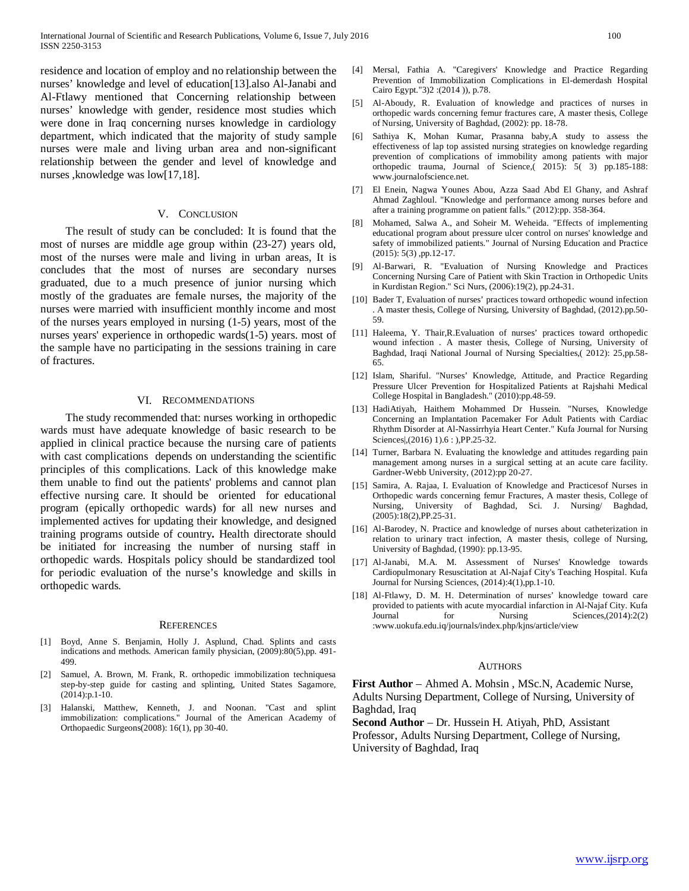residence and location of employ and no relationship between the nurses' knowledge and level of education[13].also Al-Janabi and Al-Ftlawy mentioned that Concerning relationship between nurses' knowledge with gender, residence most studies which were done in Iraq concerning nurses knowledge in cardiology department, which indicated that the majority of study sample nurses were male and living urban area and non-significant relationship between the gender and level of knowledge and nurses ,knowledge was low[17,18].

## V. Conclusion

The result of study can be concluded: It is found that the most of nurses are middle age group within (23-27) years old, most of the nurses were male and living in urban areas, It is concludes that the most of nurses are secondary nurses graduated, due to a much presence of junior nursing which mostly of the graduates are female nurses, the majority of the nurses were married with insufficient monthly income and most of the nurses years employed in nursing (1-5) years, most of the nurses years' experience in orthopedic wards(1-5) years. most of the sample have no participating in the sessions training in care of fractures.

## VI. Recommendations

The study recommended that: nurses working in orthopedic wards must have adequate knowledge of basic research to be applied in clinical practice because the nursing care of patients with cast complications depends on understanding the scientific principles of this complications. Lack of this knowledge make them unable to find out the patients' problems and cannot plan effective nursing care. It should be oriented for educational program (epically orthopedic wards) for all new nurses and implemented actives for updating their knowledge, and designed training programs outside of country**.** Health directorate should be initiated for increasing the number of nursing staff in orthopedic wards. Hospitals policy should be standardized tool for periodic evaluation of the nurse's knowledge and skills in orthopedic wards.

## References

[1] Boyd, Anne S. Benjamin, Holly J. Asplund, Chad. Splints and casts indications and methods. American family physician, (2009):80(5),pp. 491-499.

[2] Samuel, A. Brown, M. Frank, R. orthopedic immobilization techniquesa step-by-step guide for casting and splinting, United States Sagamore, (2014):p.1-10.

[3] Halanski, Matthew, Kenneth, J. and Noonan. "Cast and splint immobilization: complications." Journal of the American Academy of Orthopaedic Surgeons(2008): 16(1), pp 30-40.

[4] Mersal, Fathia A. "Caregivers' Knowledge and Practice Regarding Prevention of Immobilization Complications in El-demerdash Hospital Cairo Egypt."3)2 :(2014 )), p.78.

[5] Al-Aboudy, R. Evaluation of knowledge and practices of nurses in orthopedic wards concerning femur fractures care, A master thesis, College of Nursing, University of Baghdad, (2002): pp. 18-78.

[6] Sathiya K, Mohan Kumar, Prasanna baby,A study to assess the effectiveness of lap top assisted nursing strategies on knowledge regarding prevention of complications of immobility among patients with major orthopedic trauma, Journal of Science,( 2015): 5( 3) pp.185-188: www.journalofscience.net.

[7] El Enein, Nagwa Younes Abou, Azza Saad Abd El Ghany, and Ashraf Ahmad Zaghloul. "Knowledge and performance among nurses before and after a training programme on patient falls." (2012):pp. 358-364.

[8] Mohamed, Salwa A., and Soheir M. Weheida. "Effects of implementing educational program about pressure ulcer control on nurses' knowledge and safety of immobilized patients." Journal of Nursing Education and Practice (2015): 5(3) ,pp.12-17.

[9] Al-Barwari, R. "Evaluation of Nursing Knowledge and Practices Concerning Nursing Care of Patient with Skin Traction in Orthopedic Units in Kurdistan Region." Sci Nurs, (2006):19(2), pp.24-31.

[10] Bader T, Evaluation of nurses' practices toward orthopedic wound infection . A master thesis, College of Nursing, University of Baghdad, (2012).pp.50-59.

[11] Haleema, Y. Thair,R.Evaluation of nurses' practices toward orthopedic wound infection . A master thesis, College of Nursing, University of Baghdad, Iraqi National Journal of Nursing Specialties,( 2012): 25,pp.58-65.

[12] Islam, Shariful. "Nurses' Knowledge, Attitude, and Practice Regarding Pressure Ulcer Prevention for Hospitalized Patients at Rajshahi Medical College Hospital in Bangladesh." (2010):pp.48-59.

[13] HadiAtiyah, Haithem Mohammed Dr Hussein. "Nurses, Knowledge Concerning an Implantation Pacemaker For Adult Patients with Cardiac Rhythm Disorder at Al-Nassirrhyia Heart Center." Kufa Journal for Nursing Sciences|,(2016) 1).6 : ),PP.25-32.

[14] Turner, Barbara N. Evaluating the knowledge and attitudes regarding pain management among nurses in a surgical setting at an acute care facility. Gardner-Webb University, (2012):pp 20-27.

[15] Samira, A. Rajaa, I. Evaluation of Knowledge and Practicesof Nurses in Orthopedic wards concerning femur Fractures, A master thesis, College of Nursing, University of Baghdad, Sci. J. Nursing/ Baghdad, (2005):18(2),PP.25-31.

[16] Al-Barodey, N. Practice and knowledge of nurses about catheterization in relation to urinary tract infection, A master thesis, college of Nursing, University of Baghdad, (1990): pp.13-95.

[17] Al-Janabi, M.A. M. Assessment of Nurses' Knowledge towards Cardiopulmonary Resuscitation at Al-Najaf City's Teaching Hospital. Kufa Journal for Nursing Sciences, (2014):4(1),pp.1-10.

[18] Al-Ftlawy, D. M. H. Determination of nurses' knowledge toward care provided to patients with acute myocardial infarction in Al-Najaf City. Kufa Journal for Nursing Sciences,(2014):2(2) :www.uokufa.edu.iq/journals/index.php/kjns/article/view

## Authors

**First Author** – Ahmed A. Mohsin , MSc.N, Academic Nurse, Adults Nursing Department, College of Nursing, University of Baghdad, Iraq

**Second Author** – Dr. Hussein H. Atiyah, PhD, Assistant Professor, Adults Nursing Department, College of Nursing, University of Baghdad, Iraq